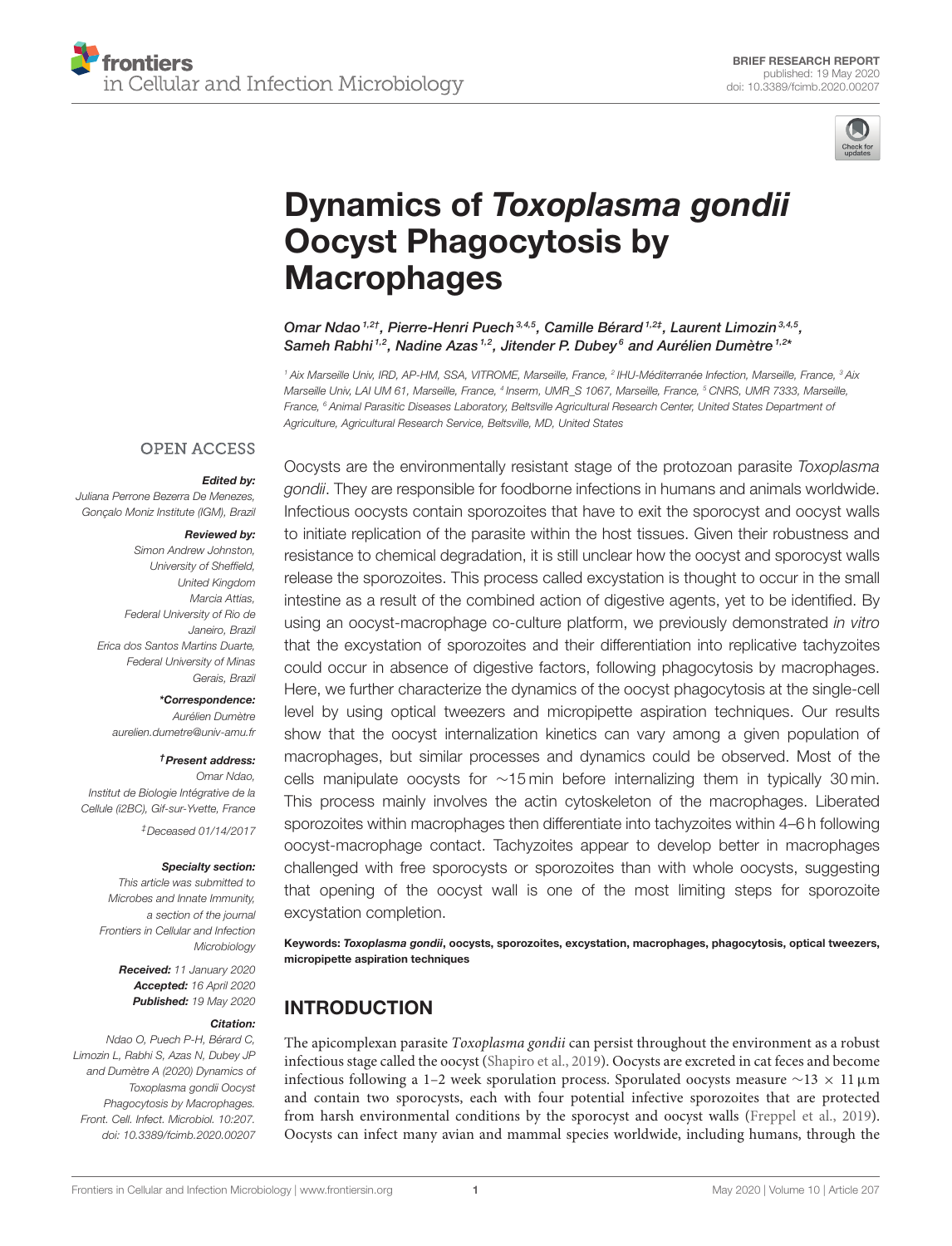BRIEF RESEARCH REPORT
published: 19 May 2020
doi: 10.3389/fcimb.2020.00207

# Dynamics of *Toxoplasma gondii* Oocyst Phagocytosis by Macrophages

Omar Ndao[1,2†], Pierre-Henri Puech[3,4,5], Camille Bérard[1,2‡], Laurent Limozin[3,4,5], Sameh Rabhi[1,2], Nadine Azas[1,2], Jitender P. Dubey[6] and Aurélien Dumètre[1,2*]

[1] Aix Marseille Univ, IRD, AP-HM, SSA, VITROME, Marseille, France, [2] IHU-Méditerranée Infection, Marseille, France, [3] Aix Marseille Univ, LAI UM 61, Marseille, France, [4] Inserm, UMR_S 1067, Marseille, France, [5] CNRS, UMR 7333, Marseille, France, [6] Animal Parasitic Diseases Laboratory, Beltsville Agricultural Research Center, United States Department of Agriculture, Agricultural Research Service, Beltsville, MD, United States

OPEN ACCESS

***Edited by:***
Juliana Perrone Bezerra De Menezes, Gonçalo Moniz Institute (IGM), Brazil

***Reviewed by:***
Simon Andrew Johnston, University of Sheffield, United Kingdom
Marcia Attias, Federal University of Rio de Janeiro, Brazil
Erica dos Santos Martins Duarte, Federal University of Minas Gerais, Brazil

***\*Correspondence:***
Aurélien Dumètre
aurelien.dumetre@univ-amu.fr

***†Present address:***
Omar Ndao, Institut de Biologie Intégrative de la Cellule (i2BC), Gif-sur-Yvette, France

*‡Deceased 01/14/2017*

***Specialty section:***
This article was submitted to Microbes and Innate Immunity, a section of the journal Frontiers in Cellular and Infection Microbiology

***Received:*** 11 January 2020
***Accepted:*** 16 April 2020
***Published:*** 19 May 2020

***Citation:***
Ndao O, Puech P-H, Bérard C, Limozin L, Rabhi S, Azas N, Dubey JP and Dumètre A (2020) Dynamics of Toxoplasma gondii Oocyst Phagocytosis by Macrophages. Front. Cell. Infect. Microbiol. 10:207. doi: 10.3389/fcimb.2020.00207

Oocysts are the environmentally resistant stage of the protozoan parasite *Toxoplasma gondii*. They are responsible for foodborne infections in humans and animals worldwide. Infectious oocysts contain sporozoites that have to exit the sporocyst and oocyst walls to initiate replication of the parasite within the host tissues. Given their robustness and resistance to chemical degradation, it is still unclear how the oocyst and sporocyst walls release the sporozoites. This process called excystation is thought to occur in the small intestine as a result of the combined action of digestive agents, yet to be identified. By using an oocyst-macrophage co-culture platform, we previously demonstrated *in vitro* that the excystation of sporozoites and their differentiation into replicative tachyzoites could occur in absence of digestive factors, following phagocytosis by macrophages. Here, we further characterize the dynamics of the oocyst phagocytosis at the single-cell level by using optical tweezers and micropipette aspiration techniques. Our results show that the oocyst internalization kinetics can vary among a given population of macrophages, but similar processes and dynamics could be observed. Most of the cells manipulate oocysts for ∼15 min before internalizing them in typically 30 min. This process mainly involves the actin cytoskeleton of the macrophages. Liberated sporozoites within macrophages then differentiate into tachyzoites within 4–6 h following oocyst-macrophage contact. Tachyzoites appear to develop better in macrophages challenged with free sporocysts or sporozoites than with whole oocysts, suggesting that opening of the oocyst wall is one of the most limiting steps for sporozoite excystation completion.

**Keywords: *Toxoplasma gondii*, oocysts, sporozoites, excystation, macrophages, phagocytosis, optical tweezers, micropipette aspiration techniques**

## INTRODUCTION

The apicomplexan parasite *Toxoplasma gondii* can persist throughout the environment as a robust infectious stage called the oocyst (Shapiro et al., 2019). Oocysts are excreted in cat feces and become infectious following a 1–2 week sporulation process. Sporulated oocysts measure ∼13 × 11 µm and contain two sporocysts, each with four potential infective sporozoites that are protected from harsh environmental conditions by the sporocyst and oocyst walls (Freppel et al., 2019). Oocysts can infect many avian and mammal species worldwide, including humans, through the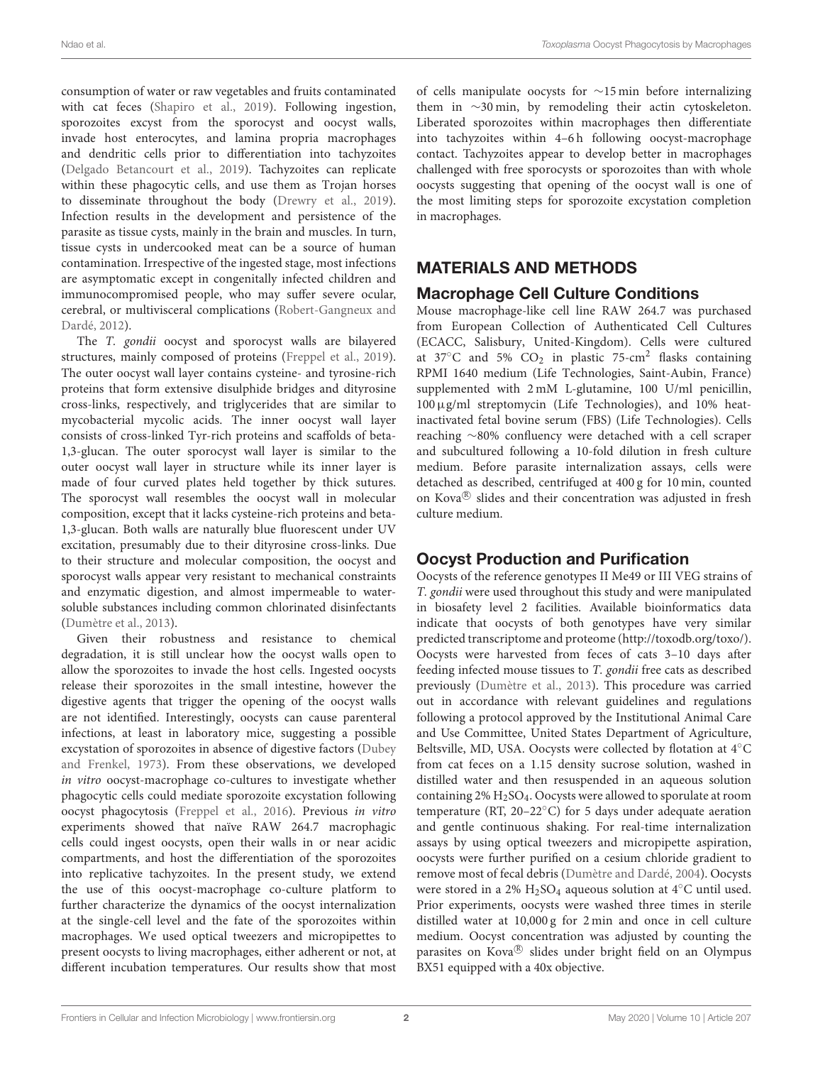consumption of water or raw vegetables and fruits contaminated with cat feces (Shapiro et al., 2019). Following ingestion, sporozoites excyst from the sporocyst and oocyst walls, invade host enterocytes, and lamina propria macrophages and dendritic cells prior to differentiation into tachyzoites (Delgado Betancourt et al., 2019). Tachyzoites can replicate within these phagocytic cells, and use them as Trojan horses to disseminate throughout the body (Drewry et al., 2019). Infection results in the development and persistence of the parasite as tissue cysts, mainly in the brain and muscles. In turn, tissue cysts in undercooked meat can be a source of human contamination. Irrespective of the ingested stage, most infections are asymptomatic except in congenitally infected children and immunocompromised people, who may suffer severe ocular, cerebral, or multivisceral complications (Robert-Gangneux and Dardé, 2012).

The *T. gondii* oocyst and sporocyst walls are bilayered structures, mainly composed of proteins (Freppel et al., 2019). The outer oocyst wall layer contains cysteine- and tyrosine-rich proteins that form extensive disulphide bridges and dityrosine cross-links, respectively, and triglycerides that are similar to mycobacterial mycolic acids. The inner oocyst wall layer consists of cross-linked Tyr-rich proteins and scaffolds of beta-1,3-glucan. The outer sporocyst wall layer is similar to the outer oocyst wall layer in structure while its inner layer is made of four curved plates held together by thick sutures. The sporocyst wall resembles the oocyst wall in molecular composition, except that it lacks cysteine-rich proteins and beta-1,3-glucan. Both walls are naturally blue fluorescent under UV excitation, presumably due to their dityrosine cross-links. Due to their structure and molecular composition, the oocyst and sporocyst walls appear very resistant to mechanical constraints and enzymatic digestion, and almost impermeable to water-soluble substances including common chlorinated disinfectants (Dumètre et al., 2013).

Given their robustness and resistance to chemical degradation, it is still unclear how the oocyst walls open to allow the sporozoites to invade the host cells. Ingested oocysts release their sporozoites in the small intestine, however the digestive agents that trigger the opening of the oocyst walls are not identified. Interestingly, oocysts can cause parenteral infections, at least in laboratory mice, suggesting a possible excystation of sporozoites in absence of digestive factors (Dubey and Frenkel, 1973). From these observations, we developed *in vitro* oocyst-macrophage co-cultures to investigate whether phagocytic cells could mediate sporozoite excystation following oocyst phagocytosis (Freppel et al., 2016). Previous *in vitro* experiments showed that naïve RAW 264.7 macrophagic cells could ingest oocysts, open their walls in or near acidic compartments, and host the differentiation of the sporozoites into replicative tachyzoites. In the present study, we extend the use of this oocyst-macrophage co-culture platform to further characterize the dynamics of the oocyst internalization at the single-cell level and the fate of the sporozoites within macrophages. We used optical tweezers and micropipettes to present oocysts to living macrophages, either adherent or not, at different incubation temperatures. Our results show that most of cells manipulate oocysts for ∼15 min before internalizing them in ∼30 min, by remodeling their actin cytoskeleton. Liberated sporozoites within macrophages then differentiate into tachyzoites within 4–6 h following oocyst-macrophage contact. Tachyzoites appear to develop better in macrophages challenged with free sporocysts or sporozoites than with whole oocysts suggesting that opening of the oocyst wall is one of the most limiting steps for sporozoite excystation completion in macrophages.

## MATERIALS AND METHODS

### Macrophage Cell Culture Conditions

Mouse macrophage-like cell line RAW 264.7 was purchased from European Collection of Authenticated Cell Cultures (ECACC, Salisbury, United-Kingdom). Cells were cultured at 37°C and 5% $CO_2$ in plastic 75-cm$^2$ flasks containing RPMI 1640 medium (Life Technologies, Saint-Aubin, France) supplemented with 2 mM L-glutamine, 100 U/ml penicillin, 100 µg/ml streptomycin (Life Technologies), and 10% heat-inactivated fetal bovine serum (FBS) (Life Technologies). Cells reaching ∼80% confluency were detached with a cell scraper and subcultured following a 10-fold dilution in fresh culture medium. Before parasite internalization assays, cells were detached as described, centrifuged at 400 g for 10 min, counted on Kova® slides and their concentration was adjusted in fresh culture medium.

### Oocyst Production and Purification

Oocysts of the reference genotypes II Me49 or III VEG strains of *T. gondii* were used throughout this study and were manipulated in biosafety level 2 facilities. Available bioinformatics data indicate that oocysts of both genotypes have very similar predicted transcriptome and proteome (http://toxodb.org/toxo/). Oocysts were harvested from feces of cats 3–10 days after feeding infected mouse tissues to *T. gondii* free cats as described previously (Dumètre et al., 2013). This procedure was carried out in accordance with relevant guidelines and regulations following a protocol approved by the Institutional Animal Care and Use Committee, United States Department of Agriculture, Beltsville, MD, USA. Oocysts were collected by flotation at 4°C from cat feces on a 1.15 density sucrose solution, washed in distilled water and then resuspended in an aqueous solution containing 2% $H_2SO_4$. Oocysts were allowed to sporulate at room temperature (RT, 20–22°C) for 5 days under adequate aeration and gentle continuous shaking. For real-time internalization assays by using optical tweezers and micropipette aspiration, oocysts were further purified on a cesium chloride gradient to remove most of fecal debris (Dumètre and Dardé, 2004). Oocysts were stored in a 2% $H_2SO_4$ aqueous solution at 4°C until used. Prior experiments, oocysts were washed three times in sterile distilled water at 10,000 g for 2 min and once in cell culture medium. Oocyst concentration was adjusted by counting the parasites on Kova® slides under bright field on an Olympus BX51 equipped with a 40x objective.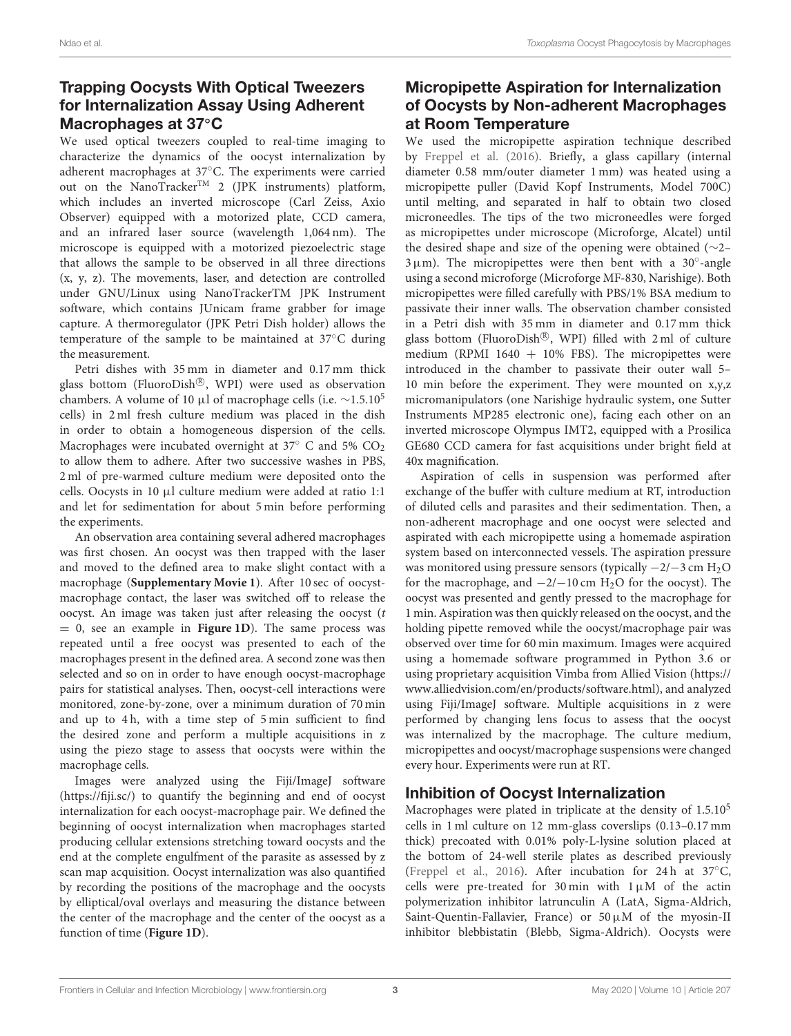## Trapping Oocysts With Optical Tweezers for Internalization Assay Using Adherent Macrophages at 37°C

We used optical tweezers coupled to real-time imaging to characterize the dynamics of the oocyst internalization by adherent macrophages at 37°C. The experiments were carried out on the NanoTracker™ 2 (JPK instruments) platform, which includes an inverted microscope (Carl Zeiss, Axio Observer) equipped with a motorized plate, CCD camera, and an infrared laser source (wavelength 1,064 nm). The microscope is equipped with a motorized piezoelectric stage that allows the sample to be observed in all three directions (x, y, z). The movements, laser, and detection are controlled under GNU/Linux using NanoTrackerTM JPK Instrument software, which contains JUnicam frame grabber for image capture. A thermoregulator (JPK Petri Dish holder) allows the temperature of the sample to be maintained at 37°C during the measurement.

Petri dishes with 35 mm in diameter and 0.17 mm thick glass bottom (FluoroDish®, WPI) were used as observation chambers. A volume of 10 µl of macrophage cells (i.e. ∼1.5.10[5] cells) in 2 ml fresh culture medium was placed in the dish in order to obtain a homogeneous dispersion of the cells. Macrophages were incubated overnight at 37° C and 5% $CO_2$ to allow them to adhere. After two successive washes in PBS, 2 ml of pre-warmed culture medium were deposited onto the cells. Oocysts in 10 µl culture medium were added at ratio 1:1 and let for sedimentation for about 5 min before performing the experiments.

An observation area containing several adhered macrophages was first chosen. An oocyst was then trapped with the laser and moved to the defined area to make slight contact with a macrophage (**Supplementary Movie 1**). After 10 sec of oocyst-macrophage contact, the laser was switched off to release the oocyst. An image was taken just after releasing the oocyst (*t* = 0, see an example in **Figure 1D**). The same process was repeated until a free oocyst was presented to each of the macrophages present in the defined area. A second zone was then selected and so on in order to have enough oocyst-macrophage pairs for statistical analyses. Then, oocyst-cell interactions were monitored, zone-by-zone, over a minimum duration of 70 min and up to 4 h, with a time step of 5 min sufficient to find the desired zone and perform a multiple acquisitions in z using the piezo stage to assess that oocysts were within the macrophage cells.

Images were analyzed using the Fiji/ImageJ software (https://fiji.sc/) to quantify the beginning and end of oocyst internalization for each oocyst-macrophage pair. We defined the beginning of oocyst internalization when macrophages started producing cellular extensions stretching toward oocysts and the end at the complete engulfment of the parasite as assessed by z scan map acquisition. Oocyst internalization was also quantified by recording the positions of the macrophage and the oocysts by elliptical/oval overlays and measuring the distance between the center of the macrophage and the center of the oocyst as a function of time (**Figure 1D**).

## Micropipette Aspiration for Internalization of Oocysts by Non-adherent Macrophages at Room Temperature

We used the micropipette aspiration technique described by Freppel et al. (2016). Briefly, a glass capillary (internal diameter 0.58 mm/outer diameter 1 mm) was heated using a micropipette puller (David Kopf Instruments, Model 700C) until melting, and separated in half to obtain two closed microneedles. The tips of the two microneedles were forged as micropipettes under microscope (Microforge, Alcatel) until the desired shape and size of the opening were obtained (∼2–3 µm). The micropipettes were then bent with a 30°-angle using a second microforge (Microforge MF-830, Narishige). Both micropipettes were filled carefully with PBS/1% BSA medium to passivate their inner walls. The observation chamber consisted in a Petri dish with 35 mm in diameter and 0.17 mm thick glass bottom (FluoroDish®, WPI) filled with 2 ml of culture medium (RPMI 1640 + 10% FBS). The micropipettes were introduced in the chamber to passivate their outer wall 5–10 min before the experiment. They were mounted on x,y,z micromanipulators (one Narishige hydraulic system, one Sutter Instruments MP285 electronic one), facing each other on an inverted microscope Olympus IMT2, equipped with a Prosilica GE680 CCD camera for fast acquisitions under bright field at 40x magnification.

Aspiration of cells in suspension was performed after exchange of the buffer with culture medium at RT, introduction of diluted cells and parasites and their sedimentation. Then, a non-adherent macrophage and one oocyst were selected and aspirated with each micropipette using a homemade aspiration system based on interconnected vessels. The aspiration pressure was monitored using pressure sensors (typically −2/−3 cm $H_2O$ for the macrophage, and −2/−10 cm $H_2O$ for the oocyst). The oocyst was presented and gently pressed to the macrophage for 1 min. Aspiration was then quickly released on the oocyst, and the holding pipette removed while the oocyst/macrophage pair was observed over time for 60 min maximum. Images were acquired using a homemade software programmed in Python 3.6 or using proprietary acquisition Vimba from Allied Vision (https://www.alliedvision.com/en/products/software.html), and analyzed using Fiji/ImageJ software. Multiple acquisitions in z were performed by changing lens focus to assess that the oocyst was internalized by the macrophage. The culture medium, micropipettes and oocyst/macrophage suspensions were changed every hour. Experiments were run at RT.

## Inhibition of Oocyst Internalization

Macrophages were plated in triplicate at the density of 1.5.10[5] cells in 1 ml culture on 12 mm-glass coverslips (0.13–0.17 mm thick) precoated with 0.01% poly-L-lysine solution placed at the bottom of 24-well sterile plates as described previously (Freppel et al., 2016). After incubation for 24 h at 37°C, cells were pre-treated for 30 min with 1 µM of the actin polymerization inhibitor latrunculin A (LatA, Sigma-Aldrich, Saint-Quentin-Fallavier, France) or 50 µM of the myosin-II inhibitor blebbistatin (Blebb, Sigma-Aldrich). Oocysts were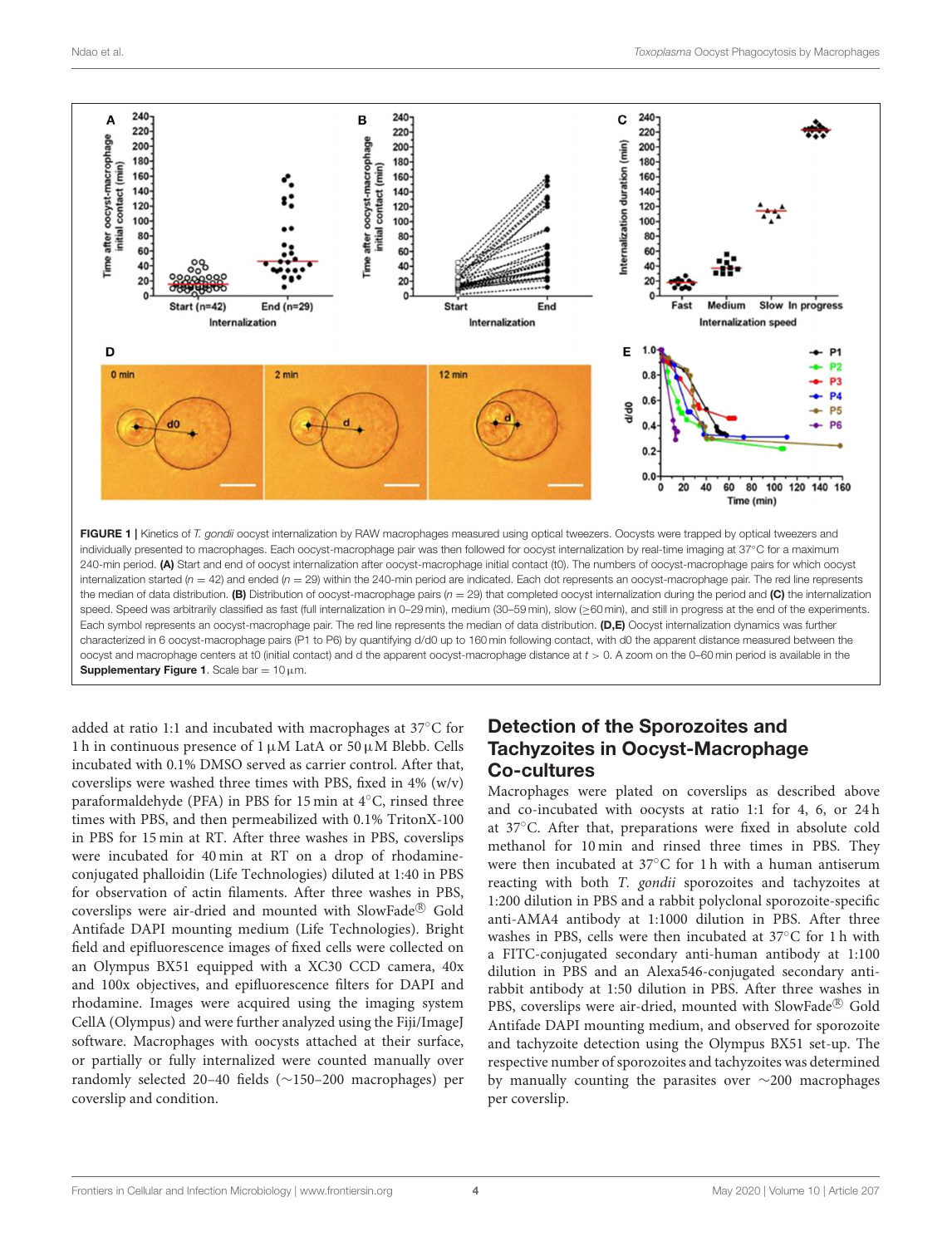**FIGURE 1 |** Kinetics of *T. gondii* oocyst internalization by RAW macrophages measured using optical tweezers. Oocysts were trapped by optical tweezers and individually presented to macrophages. Each oocyst-macrophage pair was then followed for oocyst internalization by real-time imaging at 37°C for a maximum 240-min period. **(A)** Start and end of oocyst internalization after oocyst-macrophage initial contact (t0). The numbers of oocyst-macrophage pairs for which oocyst internalization started ($n = 42$) and ended ($n = 29$) within the 240-min period are indicated. Each dot represents an oocyst-macrophage pair. The red line represents the median of data distribution. **(B)** Distribution of oocyst-macrophage pairs ($n = 29$) that completed oocyst internalization during the period and **(C)** the internalization speed. Speed was arbitrarily classified as fast (full internalization in 0–29 min), medium (30–59 min), slow (≥60 min), and still in progress at the end of the experiments. Each symbol represents an oocyst-macrophage pair. The red line represents the median of data distribution. **(D,E)** Oocyst internalization dynamics was further characterized in 6 oocyst-macrophage pairs (P1 to P6) by quantifying d/d0 up to 160 min following contact, with d0 the apparent distance measured between the oocyst and macrophage centers at t0 (initial contact) and d the apparent oocyst-macrophage distance at $t > 0$. A zoom on the 0–60 min period is available in the **Supplementary Figure 1**. Scale bar = 10 μm.

added at ratio 1:1 and incubated with macrophages at 37°C for 1 h in continuous presence of 1 μM LatA or 50 μM Blebb. Cells incubated with 0.1% DMSO served as carrier control. After that, coverslips were washed three times with PBS, fixed in 4% (w/v) paraformaldehyde (PFA) in PBS for 15 min at 4°C, rinsed three times with PBS, and then permeabilized with 0.1% TritonX-100 in PBS for 15 min at RT. After three washes in PBS, coverslips were incubated for 40 min at RT on a drop of rhodamine-conjugated phalloidin (Life Technologies) diluted at 1:40 in PBS for observation of actin filaments. After three washes in PBS, coverslips were air-dried and mounted with SlowFade® Gold Antifade DAPI mounting medium (Life Technologies). Bright field and epifluorescence images of fixed cells were collected on an Olympus BX51 equipped with a XC30 CCD camera, 40x and 100x objectives, and epifluorescence filters for DAPI and rhodamine. Images were acquired using the imaging system CellA (Olympus) and were further analyzed using the Fiji/ImageJ software. Macrophages with oocysts attached at their surface, or partially or fully internalized were counted manually over randomly selected 20–40 fields (∼150–200 macrophages) per coverslip and condition.

## Detection of the Sporozoites and Tachyzoites in Oocyst-Macrophage Co-cultures

Macrophages were plated on coverslips as described above and co-incubated with oocysts at ratio 1:1 for 4, 6, or 24 h at 37°C. After that, preparations were fixed in absolute cold methanol for 10 min and rinsed three times in PBS. They were then incubated at 37°C for 1 h with a human antiserum reacting with both *T. gondii* sporozoites and tachyzoites at 1:200 dilution in PBS and a rabbit polyclonal sporozoite-specific anti-AMA4 antibody at 1:1000 dilution in PBS. After three washes in PBS, cells were then incubated at 37°C for 1 h with a FITC-conjugated secondary anti-human antibody at 1:100 dilution in PBS and an Alexa546-conjugated secondary anti-rabbit antibody at 1:50 dilution in PBS. After three washes in PBS, coverslips were air-dried, mounted with SlowFade® Gold Antifade DAPI mounting medium, and observed for sporozoite and tachyzoite detection using the Olympus BX51 set-up. The respective number of sporozoites and tachyzoites was determined by manually counting the parasites over ∼200 macrophages per coverslip.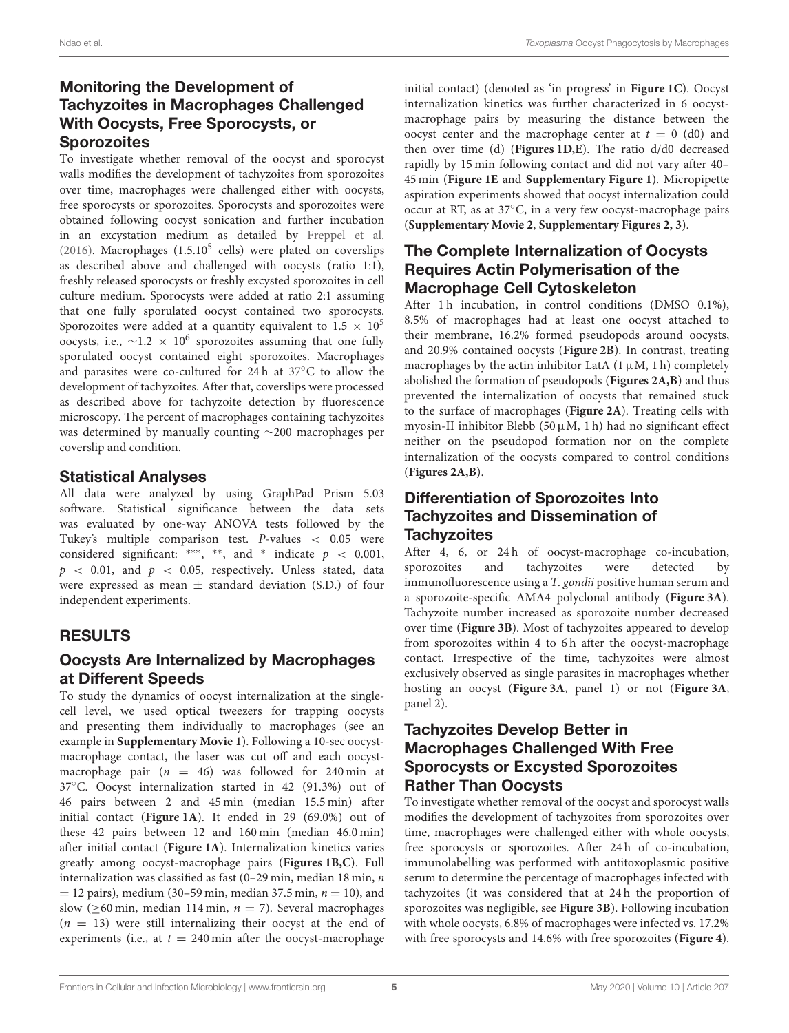## Monitoring the Development of Tachyzoites in Macrophages Challenged With Oocysts, Free Sporocysts, or Sporozoites

To investigate whether removal of the oocyst and sporocyst walls modifies the development of tachyzoites from sporozoites over time, macrophages were challenged either with oocysts, free sporocysts or sporozoites. Sporocysts and sporozoites were obtained following oocyst sonication and further incubation in an excystation medium as detailed by Freppel et al. (2016). Macrophages ($1.5.10^5$ cells) were plated on coverslips as described above and challenged with oocysts (ratio 1:1), freshly released sporocysts or freshly excysted sporozoites in cell culture medium. Sporocysts were added at ratio 2:1 assuming that one fully sporulated oocyst contained two sporocysts. Sporozoites were added at a quantity equivalent to $1.5 \times 10^5$ oocysts, i.e., $\sim 1.2 \times 10^6$ sporozoites assuming that one fully sporulated oocyst contained eight sporozoites. Macrophages and parasites were co-cultured for 24 h at 37°C to allow the development of tachyzoites. After that, coverslips were processed as described above for tachyzoite detection by fluorescence microscopy. The percent of macrophages containing tachyzoites was determined by manually counting ~200 macrophages per coverslip and condition.

## Statistical Analyses

All data were analyzed by using GraphPad Prism 5.03 software. Statistical significance between the data sets was evaluated by one-way ANOVA tests followed by the Tukey's multiple comparison test. *P*-values $< 0.05$ were considered significant: ***, **, and * indicate $p < 0.001$, $p < 0.01$, and $p < 0.05$, respectively. Unless stated, data were expressed as mean ± standard deviation (S.D.) of four independent experiments.

# RESULTS

## Oocysts Are Internalized by Macrophages at Different Speeds

To study the dynamics of oocyst internalization at the single-cell level, we used optical tweezers for trapping oocysts and presenting them individually to macrophages (see an example in **Supplementary Movie 1**). Following a 10-sec oocyst-macrophage contact, the laser was cut off and each oocyst-macrophage pair ($n = 46$) was followed for 240 min at 37°C. Oocyst internalization started in 42 (91.3%) out of 46 pairs between 2 and 45 min (median 15.5 min) after initial contact (**Figure 1A**). It ended in 29 (69.0%) out of these 42 pairs between 12 and 160 min (median 46.0 min) after initial contact (**Figure 1A**). Internalization kinetics varies greatly among oocyst-macrophage pairs (**Figures 1B,C**). Full internalization was classified as fast (0–29 min, median 18 min, $n = 12$ pairs), medium (30–59 min, median 37.5 min, $n = 10$), and slow (≥60 min, median 114 min, $n = 7$). Several macrophages ($n = 13$) were still internalizing their oocyst at the end of experiments (i.e., at $t = 240$ min after the oocyst-macrophage initial contact) (denoted as 'in progress' in **Figure 1C**). Oocyst internalization kinetics was further characterized in 6 oocyst-macrophage pairs by measuring the distance between the oocyst center and the macrophage center at $t = 0$ (d0) and then over time (d) (**Figures 1D,E**). The ratio d/d0 decreased rapidly by 15 min following contact and did not vary after 40–45 min (**Figure 1E** and **Supplementary Figure 1**). Micropipette aspiration experiments showed that oocyst internalization could occur at RT, as at 37°C, in a very few oocyst-macrophage pairs (**Supplementary Movie 2**, **Supplementary Figures 2, 3**).

## The Complete Internalization of Oocysts Requires Actin Polymerisation of the Macrophage Cell Cytoskeleton

After 1 h incubation, in control conditions (DMSO 0.1%), 8.5% of macrophages had at least one oocyst attached to their membrane, 16.2% formed pseudopods around oocysts, and 20.9% contained oocysts (**Figure 2B**). In contrast, treating macrophages by the actin inhibitor LatA (1 μM, 1 h) completely abolished the formation of pseudopods (**Figures 2A,B**) and thus prevented the internalization of oocysts that remained stuck to the surface of macrophages (**Figure 2A**). Treating cells with myosin-II inhibitor Blebb (50 μM, 1 h) had no significant effect neither on the pseudopod formation nor on the complete internalization of the oocysts compared to control conditions (**Figures 2A,B**).

## Differentiation of Sporozoites Into Tachyzoites and Dissemination of Tachyzoites

After 4, 6, or 24 h of oocyst-macrophage co-incubation, sporozoites and tachyzoites were detected by immunofluorescence using a *T. gondii* positive human serum and a sporozoite-specific AMA4 polyclonal antibody (**Figure 3A**). Tachyzoite number increased as sporozoite number decreased over time (**Figure 3B**). Most of tachyzoites appeared to develop from sporozoites within 4 to 6 h after the oocyst-macrophage contact. Irrespective of the time, tachyzoites were almost exclusively observed as single parasites in macrophages whether hosting an oocyst (**Figure 3A**, panel 1) or not (**Figure 3A**, panel 2).

## Tachyzoites Develop Better in Macrophages Challenged With Free Sporocysts or Excysted Sporozoites Rather Than Oocysts

To investigate whether removal of the oocyst and sporocyst walls modifies the development of tachyzoites from sporozoites over time, macrophages were challenged either with whole oocysts, free sporocysts or sporozoites. After 24 h of co-incubation, immunolabelling was performed with antitoxoplasmic positive serum to determine the percentage of macrophages infected with tachyzoites (it was considered that at 24 h the proportion of sporozoites was negligible, see **Figure 3B**). Following incubation with whole oocysts, 6.8% of macrophages were infected vs. 17.2% with free sporocysts and 14.6% with free sporozoites (**Figure 4**).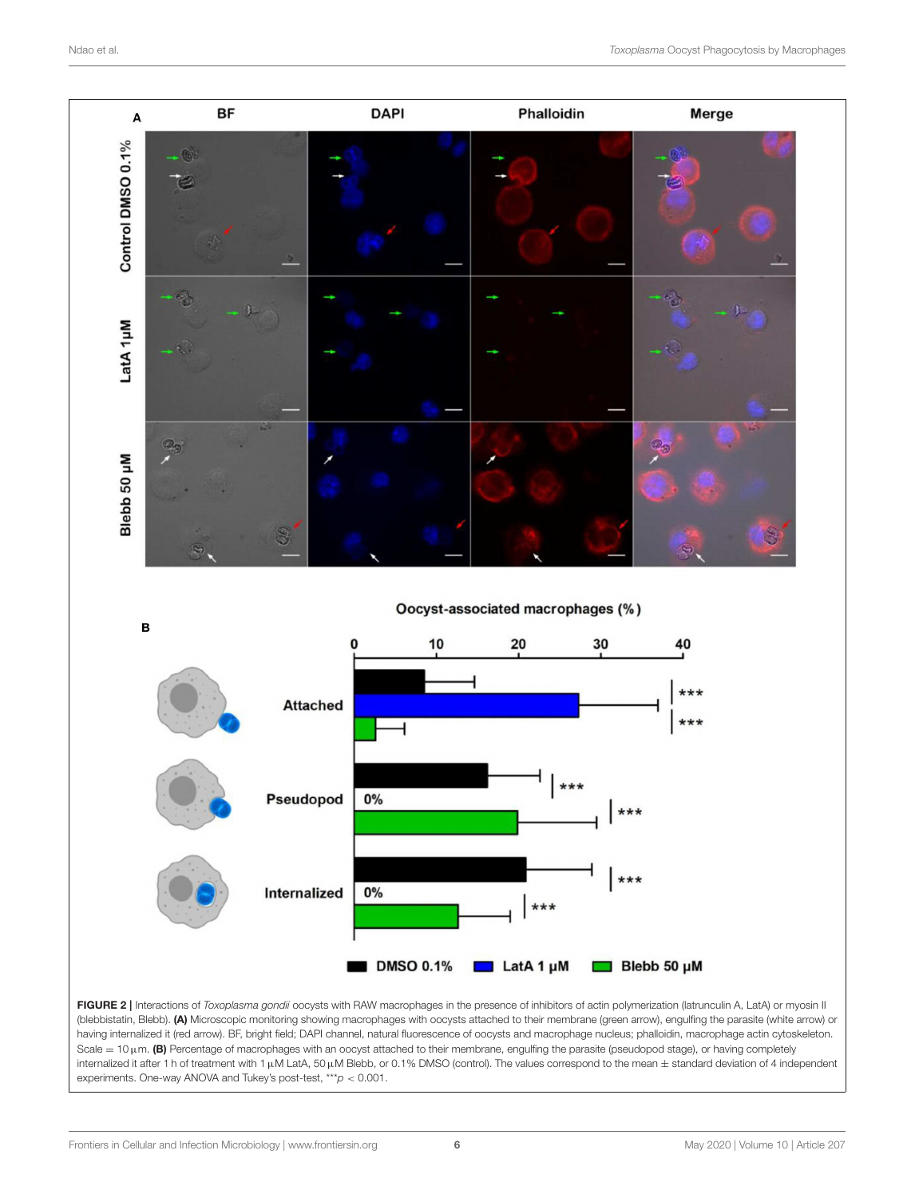**FIGURE 2 |** Interactions of *Toxoplasma gondii* oocysts with RAW macrophages in the presence of inhibitors of actin polymerization (latrunculin A, LatA) or myosin II (blebbistatin, Blebb). **(A)** Microscopic monitoring showing macrophages with oocysts attached to their membrane (green arrow), engulfing the parasite (white arrow) or having internalized it (red arrow). BF, bright field; DAPI channel, natural fluorescence of oocysts and macrophage nucleus; phalloidin, macrophage actin cytoskeleton. Scale = 10 μm. **(B)** Percentage of macrophages with an oocyst attached to their membrane, engulfing the parasite (pseudopod stage), or having completely internalized it after 1 h of treatment with 1 μM LatA, 50 μM Blebb, or 0.1% DMSO (control). The values correspond to the mean ± standard deviation of 4 independent experiments. One-way ANOVA and Tukey's post-test, ***$p < 0.001$.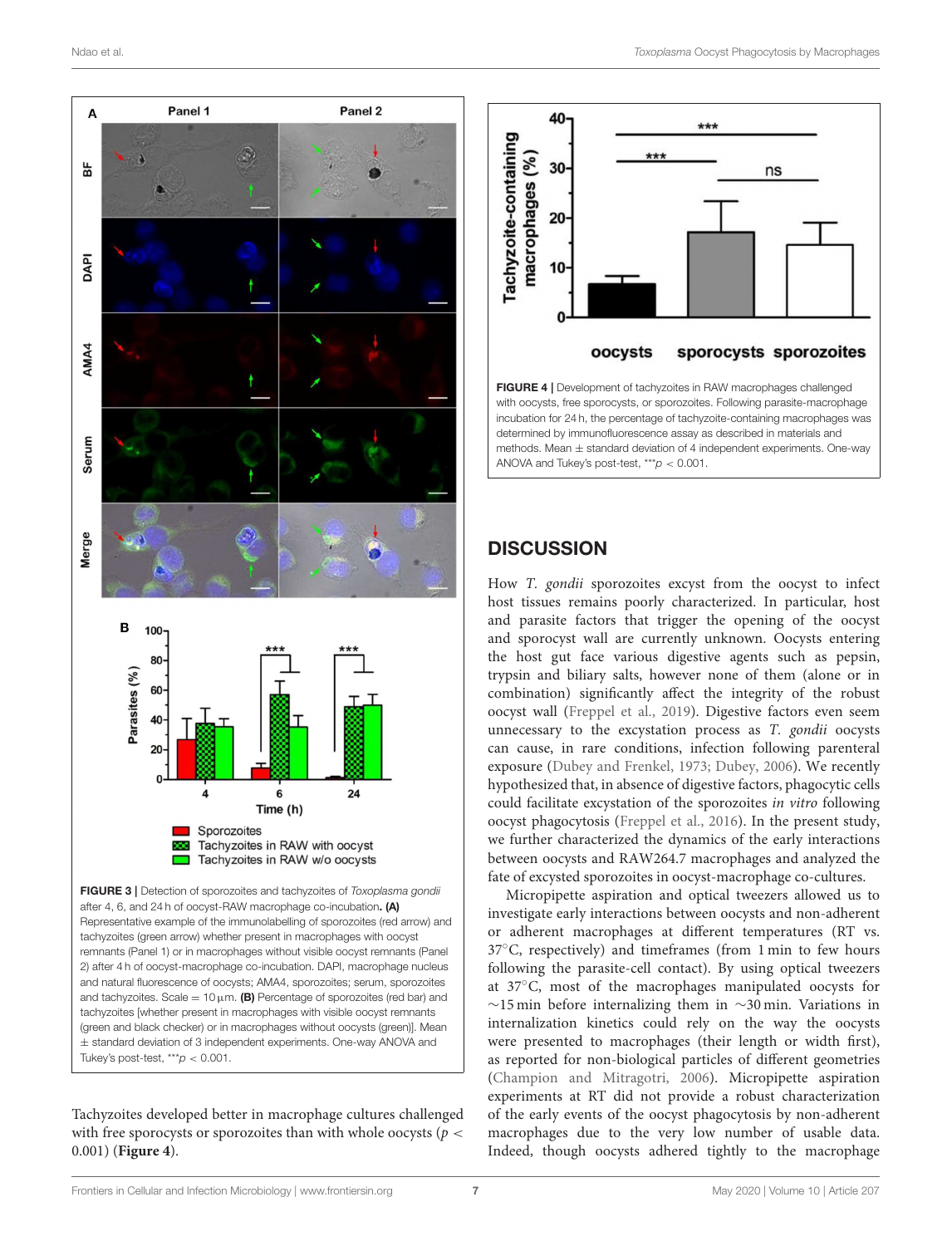FIGURE 3 | Detection of sporozoites and tachyzoites of *Toxoplasma gondii* after 4, 6, and 24 h of oocyst-RAW macrophage co-incubation. **(A)** Representative example of the immunolabelling of sporozoites (red arrow) and tachyzoites (green arrow) whether present in macrophages with oocyst remnants (Panel 1) or in macrophages without visible oocyst remnants (Panel 2) after 4 h of oocyst-macrophage co-incubation. DAPI, macrophage nucleus and natural fluorescence of oocysts; AMA4, sporozoites; serum, sporozoites and tachyzoites. Scale = 10 µm. **(B)** Percentage of sporozoites (red bar) and tachyzoites [whether present in macrophages with visible oocyst remnants (green and black checker) or in macrophages without oocysts (green)]. Mean ± standard deviation of 3 independent experiments. One-way ANOVA and Tukey's post-test, $^{***}p < 0.001$.

Tachyzoites developed better in macrophage cultures challenged with free sporocysts or sporozoites than with whole oocysts ($p < 0.001$) (**Figure 4**).

FIGURE 4 | Development of tachyzoites in RAW macrophages challenged with oocysts, free sporocysts, or sporozoites. Following parasite-macrophage incubation for 24 h, the percentage of tachyzoite-containing macrophages was determined by immunofluorescence assay as described in materials and methods. Mean ± standard deviation of 4 independent experiments. One-way ANOVA and Tukey's post-test, $^{***}p < 0.001$.

## DISCUSSION

How *T. gondii* sporozoites excyst from the oocyst to infect host tissues remains poorly characterized. In particular, host and parasite factors that trigger the opening of the oocyst and sporocyst wall are currently unknown. Oocysts entering the host gut face various digestive agents such as pepsin, trypsin and biliary salts, however none of them (alone or in combination) significantly affect the integrity of the robust oocyst wall (Freppel et al., 2019). Digestive factors even seem unnecessary to the excystation process as *T. gondii* oocysts can cause, in rare conditions, infection following parenteral exposure (Dubey and Frenkel, 1973; Dubey, 2006). We recently hypothesized that, in absence of digestive factors, phagocytic cells could facilitate excystation of the sporozoites *in vitro* following oocyst phagocytosis (Freppel et al., 2016). In the present study, we further characterized the dynamics of the early interactions between oocysts and RAW264.7 macrophages and analyzed the fate of excysted sporozoites in oocyst-macrophage co-cultures.

Micropipette aspiration and optical tweezers allowed us to investigate early interactions between oocysts and non-adherent or adherent macrophages at different temperatures (RT vs. 37°C, respectively) and timeframes (from 1 min to few hours following the parasite-cell contact). By using optical tweezers at 37°C, most of the macrophages manipulated oocysts for ∼15 min before internalizing them in ∼30 min. Variations in internalization kinetics could rely on the way the oocysts were presented to macrophages (their length or width first), as reported for non-biological particles of different geometries (Champion and Mitragotri, 2006). Micropipette aspiration experiments at RT did not provide a robust characterization of the early events of the oocyst phagocytosis by non-adherent macrophages due to the very low number of usable data. Indeed, though oocysts adhered tightly to the macrophage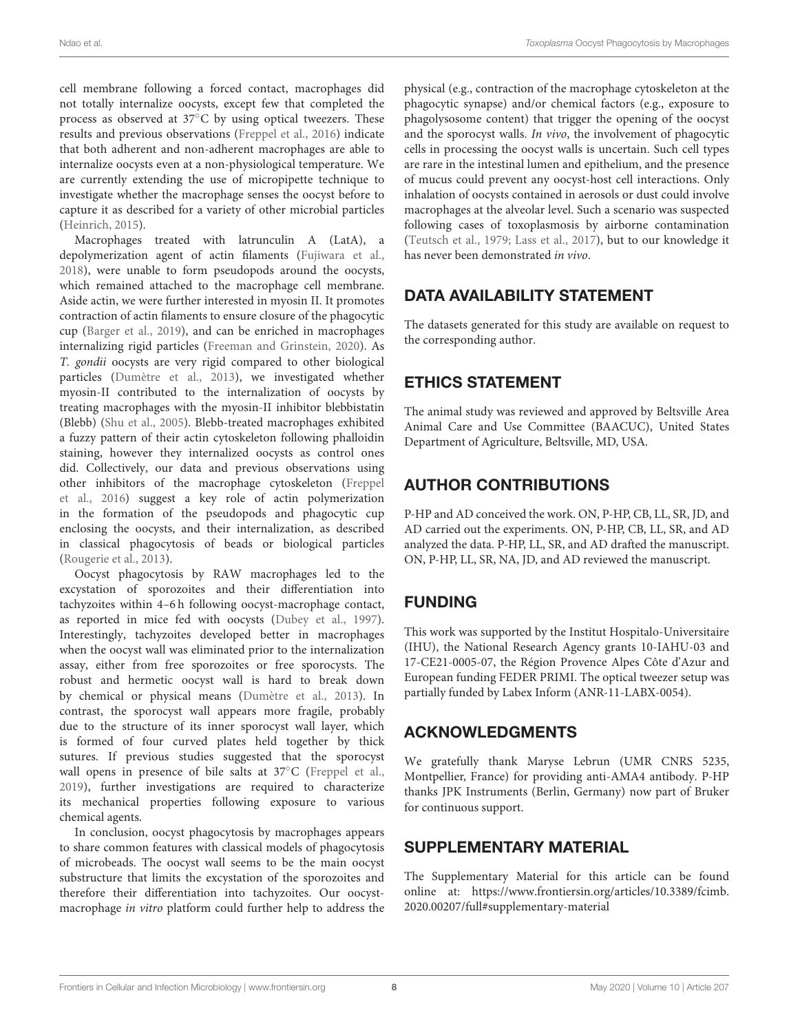cell membrane following a forced contact, macrophages did not totally internalize oocysts, except few that completed the process as observed at 37°C by using optical tweezers. These results and previous observations (Freppel et al., 2016) indicate that both adherent and non-adherent macrophages are able to internalize oocysts even at a non-physiological temperature. We are currently extending the use of micropipette technique to investigate whether the macrophage senses the oocyst before to capture it as described for a variety of other microbial particles (Heinrich, 2015).

Macrophages treated with latrunculin A (LatA), a depolymerization agent of actin filaments (Fujiwara et al., 2018), were unable to form pseudopods around the oocysts, which remained attached to the macrophage cell membrane. Aside actin, we were further interested in myosin II. It promotes contraction of actin filaments to ensure closure of the phagocytic cup (Barger et al., 2019), and can be enriched in macrophages internalizing rigid particles (Freeman and Grinstein, 2020). As *T. gondii* oocysts are very rigid compared to other biological particles (Dumètre et al., 2013), we investigated whether myosin-II contributed to the internalization of oocysts by treating macrophages with the myosin-II inhibitor blebbistatin (Blebb) (Shu et al., 2005). Blebb-treated macrophages exhibited a fuzzy pattern of their actin cytoskeleton following phalloidin staining, however they internalized oocysts as control ones did. Collectively, our data and previous observations using other inhibitors of the macrophage cytoskeleton (Freppel et al., 2016) suggest a key role of actin polymerization in the formation of the pseudopods and phagocytic cup enclosing the oocysts, and their internalization, as described in classical phagocytosis of beads or biological particles (Rougerie et al., 2013).

Oocyst phagocytosis by RAW macrophages led to the excystation of sporozoites and their differentiation into tachyzoites within 4–6 h following oocyst-macrophage contact, as reported in mice fed with oocysts (Dubey et al., 1997). Interestingly, tachyzoites developed better in macrophages when the oocyst wall was eliminated prior to the internalization assay, either from free sporozoites or free sporocysts. The robust and hermetic oocyst wall is hard to break down by chemical or physical means (Dumètre et al., 2013). In contrast, the sporocyst wall appears more fragile, probably due to the structure of its inner sporocyst wall layer, which is formed of four curved plates held together by thick sutures. If previous studies suggested that the sporocyst wall opens in presence of bile salts at 37°C (Freppel et al., 2019), further investigations are required to characterize its mechanical properties following exposure to various chemical agents.

In conclusion, oocyst phagocytosis by macrophages appears to share common features with classical models of phagocytosis of microbeads. The oocyst wall seems to be the main oocyst substructure that limits the excystation of the sporozoites and therefore their differentiation into tachyzoites. Our oocyst-macrophage *in vitro* platform could further help to address the physical (e.g., contraction of the macrophage cytoskeleton at the phagocytic synapse) and/or chemical factors (e.g., exposure to phagolysosome content) that trigger the opening of the oocyst and the sporocyst walls. *In vivo*, the involvement of phagocytic cells in processing the oocyst walls is uncertain. Such cell types are rare in the intestinal lumen and epithelium, and the presence of mucus could prevent any oocyst-host cell interactions. Only inhalation of oocysts contained in aerosols or dust could involve macrophages at the alveolar level. Such a scenario was suspected following cases of toxoplasmosis by airborne contamination (Teutsch et al., 1979; Lass et al., 2017), but to our knowledge it has never been demonstrated *in vivo*.

## DATA AVAILABILITY STATEMENT

The datasets generated for this study are available on request to the corresponding author.

## ETHICS STATEMENT

The animal study was reviewed and approved by Beltsville Area Animal Care and Use Committee (BAACUC), United States Department of Agriculture, Beltsville, MD, USA.

## AUTHOR CONTRIBUTIONS

P-HP and AD conceived the work. ON, P-HP, CB, LL, SR, JD, and AD carried out the experiments. ON, P-HP, CB, LL, SR, and AD analyzed the data. P-HP, LL, SR, and AD drafted the manuscript. ON, P-HP, LL, SR, NA, JD, and AD reviewed the manuscript.

## FUNDING

This work was supported by the Institut Hospitalo-Universitaire (IHU), the National Research Agency grants 10-IAHU-03 and 17-CE21-0005-07, the Région Provence Alpes Côte d'Azur and European funding FEDER PRIMI. The optical tweezer setup was partially funded by Labex Inform (ANR-11-LABX-0054).

## ACKNOWLEDGMENTS

We gratefully thank Maryse Lebrun (UMR CNRS 5235, Montpellier, France) for providing anti-AMA4 antibody. P-HP thanks JPK Instruments (Berlin, Germany) now part of Bruker for continuous support.

## SUPPLEMENTARY MATERIAL

The Supplementary Material for this article can be found online at: https://www.frontiersin.org/articles/10.3389/fcimb.2020.00207/full#supplementary-material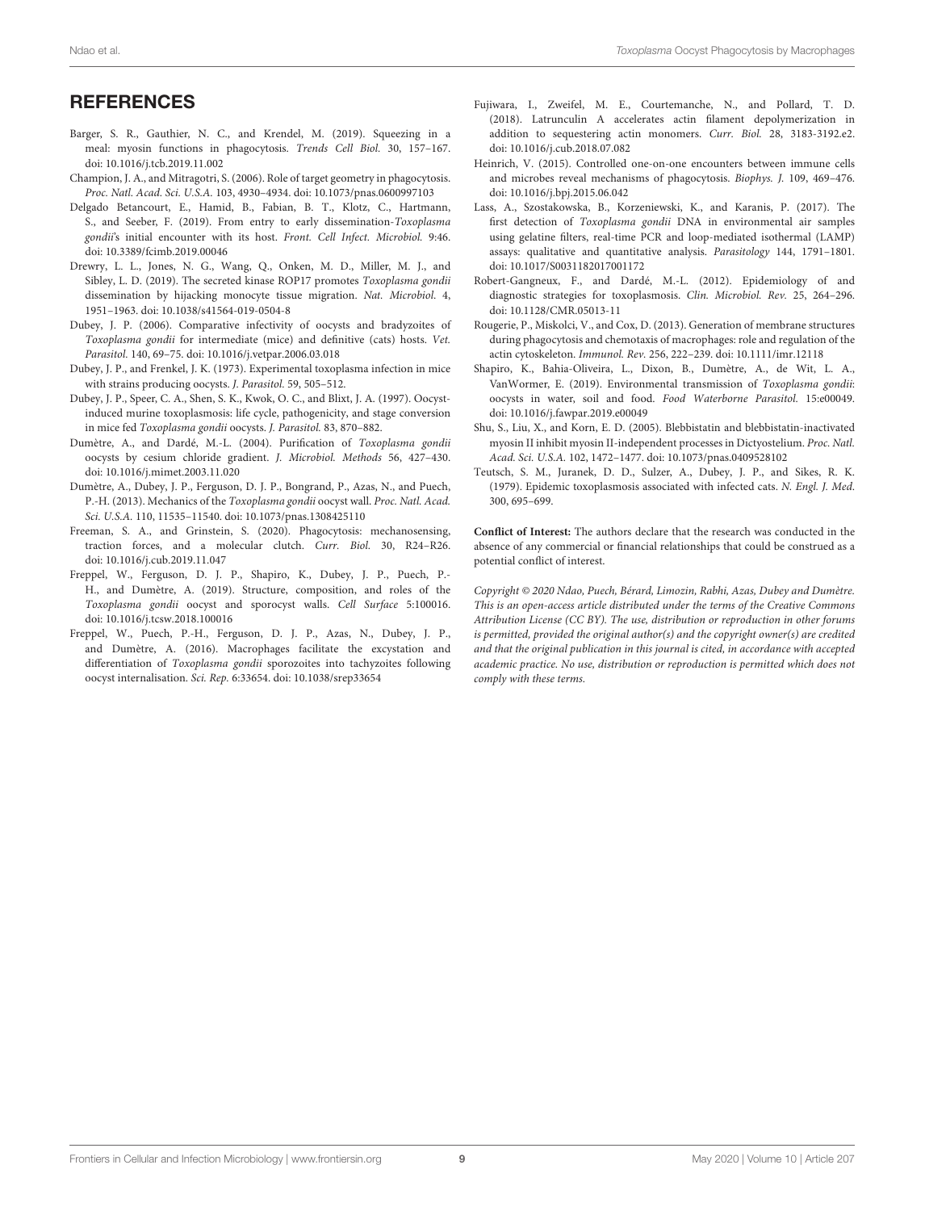## REFERENCES

Barger, S. R., Gauthier, N. C., and Krendel, M. (2019). Squeezing in a meal: myosin functions in phagocytosis. *Trends Cell Biol.* 30, 157–167. doi: 10.1016/j.tcb.2019.11.002

Champion, J. A., and Mitragotri, S. (2006). Role of target geometry in phagocytosis. *Proc. Natl. Acad. Sci. U.S.A.* 103, 4930–4934. doi: 10.1073/pnas.0600997103

Delgado Betancourt, E., Hamid, B., Fabian, B. T., Klotz, C., Hartmann, S., and Seeber, F. (2019). From entry to early dissemination-*Toxoplasma gondii*'s initial encounter with its host. *Front. Cell Infect. Microbiol.* 9:46. doi: 10.3389/fcimb.2019.00046

Drewry, L. L., Jones, N. G., Wang, Q., Onken, M. D., Miller, M. J., and Sibley, L. D. (2019). The secreted kinase ROP17 promotes *Toxoplasma gondii* dissemination by hijacking monocyte tissue migration. *Nat. Microbiol.* 4, 1951–1963. doi: 10.1038/s41564-019-0504-8

Dubey, J. P. (2006). Comparative infectivity of oocysts and bradyzoites of *Toxoplasma gondii* for intermediate (mice) and definitive (cats) hosts. *Vet. Parasitol.* 140, 69–75. doi: 10.1016/j.vetpar.2006.03.018

Dubey, J. P., and Frenkel, J. K. (1973). Experimental toxoplasma infection in mice with strains producing oocysts. *J. Parasitol.* 59, 505–512.

Dubey, J. P., Speer, C. A., Shen, S. K., Kwok, O. C., and Blixt, J. A. (1997). Oocyst-induced murine toxoplasmosis: life cycle, pathogenicity, and stage conversion in mice fed *Toxoplasma gondii* oocysts. *J. Parasitol.* 83, 870–882.

Dumètre, A., and Dardé, M.-L. (2004). Purification of *Toxoplasma gondii* oocysts by cesium chloride gradient. *J. Microbiol. Methods* 56, 427–430. doi: 10.1016/j.mimet.2003.11.020

Dumètre, A., Dubey, J. P., Ferguson, D. J. P., Bongrand, P., Azas, N., and Puech, P.-H. (2013). Mechanics of the *Toxoplasma gondii* oocyst wall. *Proc. Natl. Acad. Sci. U.S.A.* 110, 11535–11540. doi: 10.1073/pnas.1308425110

Freeman, S. A., and Grinstein, S. (2020). Phagocytosis: mechanosensing, traction forces, and a molecular clutch. *Curr. Biol.* 30, R24–R26. doi: 10.1016/j.cub.2019.11.047

Freppel, W., Ferguson, D. J. P., Shapiro, K., Dubey, J. P., Puech, P.-H., and Dumètre, A. (2019). Structure, composition, and roles of the *Toxoplasma gondii* oocyst and sporocyst walls. *Cell Surface* 5:100016. doi: 10.1016/j.tcsw.2018.100016

Freppel, W., Puech, P.-H., Ferguson, D. J. P., Azas, N., Dubey, J. P., and Dumètre, A. (2016). Macrophages facilitate the excystation and differentiation of *Toxoplasma gondii* sporozoites into tachyzoites following oocyst internalisation. *Sci. Rep.* 6:33654. doi: 10.1038/srep33654

Fujiwara, I., Zweifel, M. E., Courtemanche, N., and Pollard, T. D. (2018). Latrunculin A accelerates actin filament depolymerization in addition to sequestering actin monomers. *Curr. Biol.* 28, 3183-3192.e2. doi: 10.1016/j.cub.2018.07.082

Heinrich, V. (2015). Controlled one-on-one encounters between immune cells and microbes reveal mechanisms of phagocytosis. *Biophys. J.* 109, 469–476. doi: 10.1016/j.bpj.2015.06.042

Lass, A., Szostakowska, B., Korzeniewski, K., and Karanis, P. (2017). The first detection of *Toxoplasma gondii* DNA in environmental air samples using gelatine filters, real-time PCR and loop-mediated isothermal (LAMP) assays: qualitative and quantitative analysis. *Parasitology* 144, 1791–1801. doi: 10.1017/S0031182017001172

Robert-Gangneux, F., and Dardé, M.-L. (2012). Epidemiology of and diagnostic strategies for toxoplasmosis. *Clin. Microbiol. Rev.* 25, 264–296. doi: 10.1128/CMR.05013-11

Rougerie, P., Miskolci, V., and Cox, D. (2013). Generation of membrane structures during phagocytosis and chemotaxis of macrophages: role and regulation of the actin cytoskeleton. *Immunol. Rev.* 256, 222–239. doi: 10.1111/imr.12118

Shapiro, K., Bahia-Oliveira, L., Dixon, B., Dumètre, A., de Wit, L. A., VanWormer, E. (2019). Environmental transmission of *Toxoplasma gondii*: oocysts in water, soil and food. *Food Waterborne Parasitol.* 15:e00049. doi: 10.1016/j.fawpar.2019.e00049

Shu, S., Liu, X., and Korn, E. D. (2005). Blebbistatin and blebbistatin-inactivated myosin II inhibit myosin II-independent processes in Dictyostelium. *Proc. Natl. Acad. Sci. U.S.A.* 102, 1472–1477. doi: 10.1073/pnas.0409528102

Teutsch, S. M., Juranek, D. D., Sulzer, A., Dubey, J. P., and Sikes, R. K. (1979). Epidemic toxoplasmosis associated with infected cats. *N. Engl. J. Med.* 300, 695–699.

**Conflict of Interest:** The authors declare that the research was conducted in the absence of any commercial or financial relationships that could be construed as a potential conflict of interest.

*Copyright © 2020 Ndao, Puech, Bérard, Limozin, Rabhi, Azas, Dubey and Dumètre. This is an open-access article distributed under the terms of the Creative Commons Attribution License (CC BY). The use, distribution or reproduction in other forums is permitted, provided the original author(s) and the copyright owner(s) are credited and that the original publication in this journal is cited, in accordance with accepted academic practice. No use, distribution or reproduction is permitted which does not comply with these terms.*